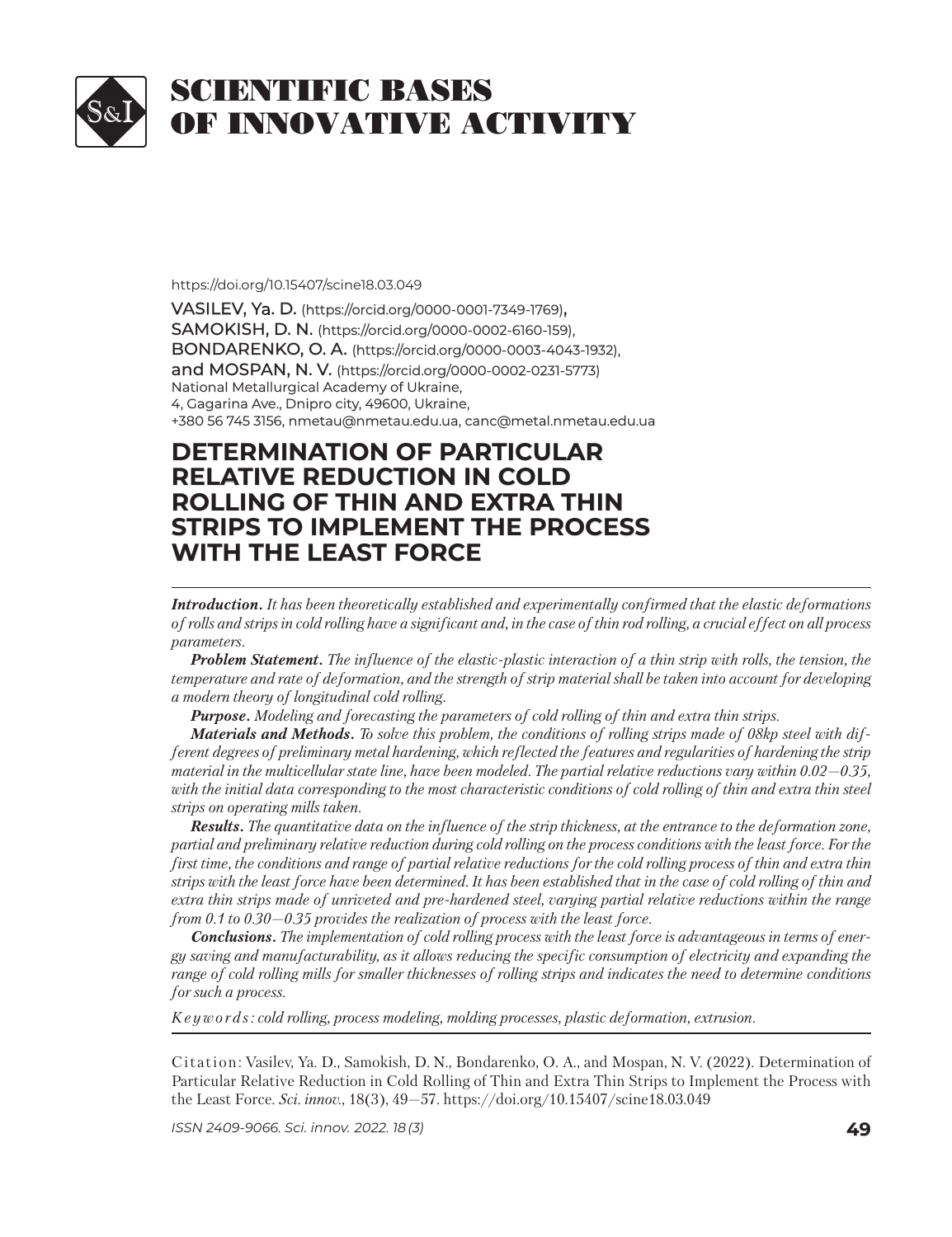# SCIENTIFIC BASES OF INNOVATIVE ACTIVITY

https://doi.org/10.15407/scine18.03.049

VASILEV, Ya. D. (https://orcid.org/0000-0001-7349-1769),
SAMOKISH, D. N. (https://orcid.org/0000-0002-6160-159),
BONDARENKO, O. A. (https://orcid.org/0000-0003-4043-1932),
and MOSPAN, N. V. (https://orcid.org/0000-0002-0231-5773)
National Metallurgical Academy of Ukraine,
4, Gagarina Ave., Dnipro city, 49600, Ukraine,
+380 56 745 3156, nmetau@nmetau.edu.ua, canc@metal.nmetau.edu.ua

## DETERMINATION OF PARTICULAR RELATIVE REDUCTION IN COLD ROLLING OF THIN AND EXTRA THIN STRIPS TO IMPLEMENT THE PROCESS WITH THE LEAST FORCE

***Introduction.*** *It has been theoretically established and experimentally confirmed that the elastic deformations of rolls and strips in cold rolling have a significant and, in the case of thin rod rolling, a crucial effect on all process parameters.*

***Problem Statement.*** *The influence of the elastic-plastic interaction of a thin strip with rolls, the tension, the temperature and rate of deformation, and the strength of strip material shall be taken into account for developing a modern theory of longitudinal cold rolling.*

***Purpose.*** *Modeling and forecasting the parameters of cold rolling of thin and extra thin strips.*

***Materials and Methods.*** *To solve this problem, the conditions of rolling strips made of 08kp steel with different degrees of preliminary metal hardening, which reflected the features and regularities of hardening the strip material in the multicellular state line, have been modeled. The partial relative reductions vary within 0.02–0.35, with the initial data corresponding to the most characteristic conditions of cold rolling of thin and extra thin steel strips on operating mills taken.*

***Results.*** *The quantitative data on the influence of the strip thickness, at the entrance to the deformation zone, partial and preliminary relative reduction during cold rolling on the process conditions with the least force. For the first time, the conditions and range of partial relative reductions for the cold rolling process of thin and extra thin strips with the least force have been determined. It has been established that in the case of cold rolling of thin and extra thin strips made of unriveted and pre-hardened steel, varying partial relative reductions within the range from 0.1 to 0.30–0.35 provides the realization of process with the least force.*

***Conclusions.*** *The implementation of cold rolling process with the least force is advantageous in terms of energy saving and manufacturability, as it allows reducing the specific consumption of electricity and expanding the range of cold rolling mills for smaller thicknesses of rolling strips and indicates the need to determine conditions for such a process.*

*Keywords: cold rolling, process modeling, molding processes, plastic deformation, extrusion.*

Citation: Vasilev, Ya. D., Samokish, D. N., Bondarenko, O. A., and Mospan, N. V. (2022). Determination of Particular Relative Reduction in Cold Rolling of Thin and Extra Thin Strips to Implement the Process with the Least Force. *Sci. innov.*, 18(3), 49–57. https://doi.org/10.15407/scine18.03.049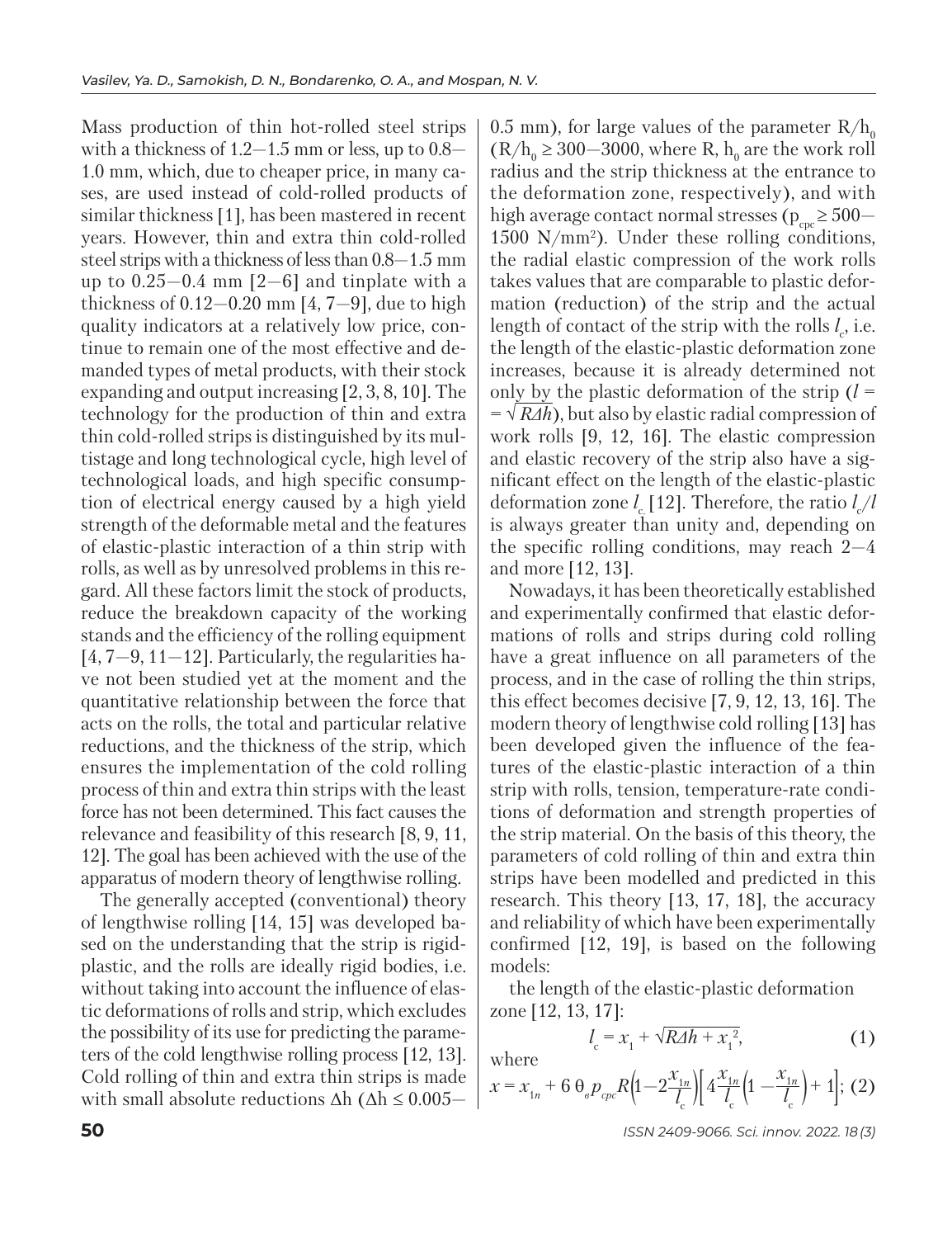Mass production of thin hot-rolled steel strips with a thickness of 1.2—1.5 mm or less, up to 0.8—1.0 mm, which, due to cheaper price, in many cases, are used instead of cold-rolled products of similar thickness [1], has been mastered in recent years. However, thin and extra thin cold-rolled steel strips with a thickness of less than 0.8—1.5 mm up to 0.25—0.4 mm [2—6] and tinplate with a thickness of 0.12—0.20 mm [4, 7—9], due to high quality indicators at a relatively low price, continue to remain one of the most effective and demanded types of metal products, with their stock expanding and output increasing [2, 3, 8, 10]. The technology for the production of thin and extra thin cold-rolled strips is distinguished by its multistage and long technological cycle, high level of technological loads, and high specific consumption of electrical energy caused by a high yield strength of the deformable metal and the features of elastic-plastic interaction of a thin strip with rolls, as well as by unresolved problems in this regard. All these factors limit the stock of products, reduce the breakdown capacity of the working stands and the efficiency of the rolling equipment [4, 7—9, 11—12]. Particularly, the regularities have not been studied yet at the moment and the quantitative relationship between the force that acts on the rolls, the total and particular relative reductions, and the thickness of the strip, which ensures the implementation of the cold rolling process of thin and extra thin strips with the least force has not been determined. This fact causes the relevance and feasibility of this research [8, 9, 11, 12]. The goal has been achieved with the use of the apparatus of modern theory of lengthwise rolling.

The generally accepted (conventional) theory of lengthwise rolling [14, 15] was developed based on the understanding that the strip is rigid-plastic, and the rolls are ideally rigid bodies, i.e. without taking into account the influence of elastic deformations of rolls and strip, which excludes the possibility of its use for predicting the parameters of the cold lengthwise rolling process [12, 13]. Cold rolling of thin and extra thin strips is made with small absolute reductions $\Delta h$ ($\Delta h \leq 0.005$—0.5 mm), for large values of the parameter $R/h_0$ ($R/h_0 \geq 300$—3000, where $R$, $h_0$ are the work roll radius and the strip thickness at the entrance to the deformation zone, respectively), and with high average contact normal stresses ($p_{cpc} \geq 500$—1500 N/mm²). Under these rolling conditions, the radial elastic compression of the work rolls takes values that are comparable to plastic deformation (reduction) of the strip and the actual length of contact of the strip with the rolls $l_c$, i.e. the length of the elastic-plastic deformation zone increases, because it is already determined not only by the plastic deformation of the strip ($l = \sqrt{R\Delta h}$), but also by elastic radial compression of work rolls [9, 12, 16]. The elastic compression and elastic recovery of the strip also have a significant effect on the length of the elastic-plastic deformation zone $l_c$ [12]. Therefore, the ratio $l_c/l$ is always greater than unity and, depending on the specific rolling conditions, may reach 2—4 and more [12, 13].

Nowadays, it has been theoretically established and experimentally confirmed that elastic deformations of rolls and strips during cold rolling have a great influence on all parameters of the process, and in the case of rolling the thin strips, this effect becomes decisive [7, 9, 12, 13, 16]. The modern theory of lengthwise cold rolling [13] has been developed given the influence of the features of the elastic-plastic interaction of a thin strip with rolls, tension, temperature-rate conditions of deformation and strength properties of the strip material. On the basis of this theory, the parameters of cold rolling of thin and extra thin strips have been modelled and predicted in this research. This theory [13, 17, 18], the accuracy and reliability of which have been experimentally confirmed [12, 19], is based on the following models:

the length of the elastic-plastic deformation zone [12, 13, 17]:

$$l_c = x_1 + \sqrt{R\Delta h + x_1^2}, \tag{1}$$

where

$$x = x_{1n} + 6\,\theta_в p_{cpc} R\left(1 - 2\frac{x_{1n}}{l_c}\right)\left[4\frac{x_{1n}}{l_c}\left(1 - \frac{x_{1n}}{l_c}\right) + 1\right]; \tag{2}$$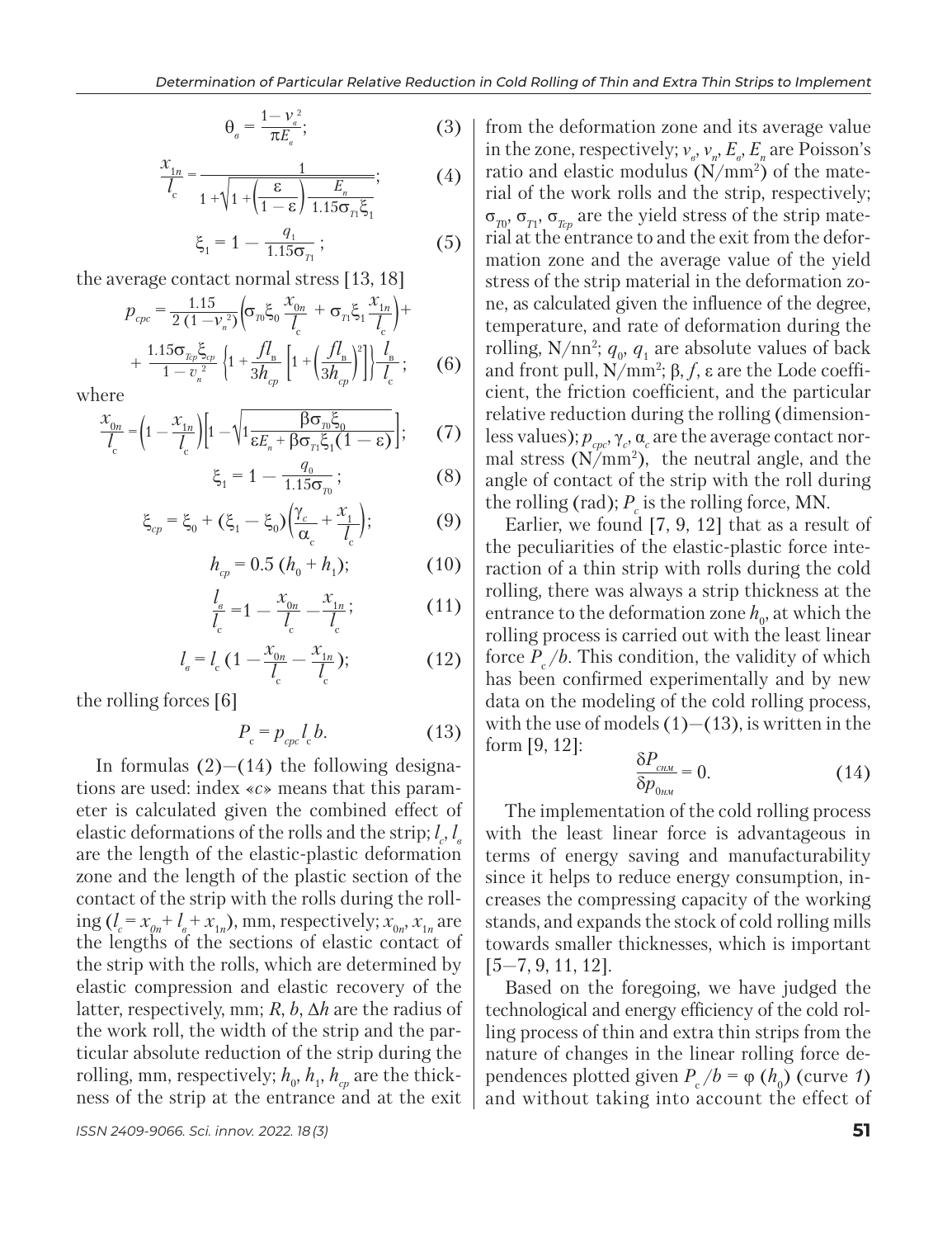$$\theta_в = \frac{1 - \nu_в^2}{\pi E_в};\qquad(3)$$

$$\frac{x_{1п}}{l_с} = \frac{1}{1 + \sqrt{1 + \left(\frac{\varepsilon}{1-\varepsilon}\right)\frac{E_п}{1.15\sigma_{T1}\xi_1}}};\qquad(4)$$

$$\xi_1 = 1 - \frac{q_1}{1.15\sigma_{T1}};\qquad(5)$$

the average contact normal stress [13, 18]

$$p_{срс} = \frac{1.15}{2\,(1-\nu_п^2)}\left(\sigma_{T0}\xi_0\frac{x_{0п}}{l_с} + \sigma_{T1}\xi_1\frac{x_{1п}}{l_с}\right) + \frac{1.15\sigma_{Tср}\xi_{ср}}{1-\upsilon_п^2}\left\{1 + \frac{fl_в}{3h_{ср}}\left[1 + \left(\frac{fl_в}{3h_{ср}}\right)^2\right]\right\}\frac{l_в}{l_с};\qquad(6)$$

where

$$\frac{x_{0п}}{l_с} = \left(1 - \frac{x_{1п}}{l_с}\right)\left[1 - \sqrt{1\frac{\beta\sigma_{T0}\xi_0}{\varepsilon E_п + \beta\sigma_{T1}\xi_1(1-\varepsilon)}}\right];\qquad(7)$$

$$\xi_1 = 1 - \frac{q_0}{1.15\sigma_{T0}};\qquad(8)$$

$$\xi_{ср} = \xi_0 + (\xi_1 - \xi_0)\left(\frac{\gamma_c}{\alpha_c} + \frac{x_1}{l_с}\right);\qquad(9)$$

$$h_{ср} = 0.5\,(h_0 + h_1);\qquad(10)$$

$$\frac{l_в}{l_с} = 1 - \frac{x_{0п}}{l_с} - \frac{x_{1п}}{l_с};\qquad(11)$$

$$l_в = l_с\left(1 - \frac{x_{0п}}{l_с} - \frac{x_{1п}}{l_с}\right);\qquad(12)$$

the rolling forces [6]

$$P_с = p_{срс}l_сb.\qquad(13)$$

In formulas (2)—(14) the following designations are used: index «*c*» means that this parameter is calculated given the combined effect of elastic deformations of the rolls and the strip; $l_c$, $l_в$ are the length of the elastic-plastic deformation zone and the length of the plastic section of the contact of the strip with the rolls during the rolling ($l_c = x_{0п} + l_в + x_{1п}$), mm, respectively; $x_{0п}$, $x_{1п}$ are the lengths of the sections of elastic contact of the strip with the rolls, which are determined by elastic compression and elastic recovery of the latter, respectively, mm; $R$, $b$, $\Delta h$ are the radius of the work roll, the width of the strip and the particular absolute reduction of the strip during the rolling, mm, respectively; $h_0$, $h_1$, $h_{ср}$ are the thickness of the strip at the entrance and at the exit from the deformation zone and its average value in the zone, respectively; $\nu_в$, $\nu_п$, $E_в$, $E_п$ are Poisson's ratio and elastic modulus (N/mm²) of the material of the work rolls and the strip, respectively; $\sigma_{T0}$, $\sigma_{T1}$, $\sigma_{Tср}$ are the yield stress of the strip material at the entrance to and the exit from the deformation zone and the average value of the yield stress of the strip material in the deformation zone, as calculated given the influence of the degree, temperature, and rate of deformation during the rolling, N/nn²; $q_0$, $q_1$ are absolute values of back and front pull, N/mm²; $\beta$, $f$, $\varepsilon$ are the Lode coefficient, the friction coefficient, and the particular relative reduction during the rolling (dimensionless values); $p_{срс}$, $\gamma_c$, $\alpha_c$ are the average contact normal stress (N/mm²), the neutral angle, and the angle of contact of the strip with the roll during the rolling (rad); $P_c$ is the rolling force, MN.

Earlier, we found [7, 9, 12] that as a result of the peculiarities of the elastic-plastic force interaction of a thin strip with rolls during the cold rolling, there was always a strip thickness at the entrance to the deformation zone $h_0$, at which the rolling process is carried out with the least linear force $P_c/b$. This condition, the validity of which has been confirmed experimentally and by new data on the modeling of the cold rolling process, with the use of models (1)—(13), is written in the form [9, 12]:

$$\frac{\delta P_{снм}}{\delta p_{0нм}} = 0.\qquad(14)$$

The implementation of the cold rolling process with the least linear force is advantageous in terms of energy saving and manufacturability since it helps to reduce energy consumption, increases the compressing capacity of the working stands, and expands the stock of cold rolling mills towards smaller thicknesses, which is important [5—7, 9, 11, 12].

Based on the foregoing, we have judged the technological and energy efficiency of the cold rolling process of thin and extra thin strips from the nature of changes in the linear rolling force dependences plotted given $P_c/b = \varphi\,(h_0)$ (curve *1*) and without taking into account the effect of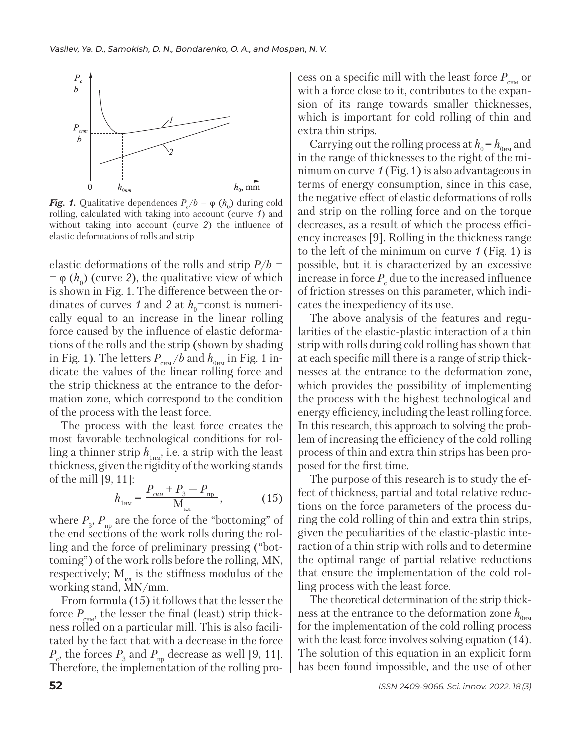$\frac{P_c}{b}$

$\frac{P_{cnm}}{b}$

1

2

0 $h_{0nm}$ $h_0$, mm

***Fig. 1.*** Qualitative dependences $P_c/b = \varphi\ (h_0)$ during cold rolling, calculated with taking into account (curve *1*) and without taking into account (curve *2*) the influence of elastic deformations of rolls and strip

elastic deformations of the rolls and strip $P/b = \varphi\ (h_0)$ (curve *2*), the qualitative view of which is shown in Fig. 1. The difference between the ordinates of curves *1* and *2* at $h_0$=const is numerically equal to an increase in the linear rolling force caused by the influence of elastic deformations of the rolls and the strip (shown by shading in Fig. 1). The letters $P_{\text{снм}}/b$ and $h_{0\text{нм}}$ in Fig. 1 indicate the values of the linear rolling force and the strip thickness at the entrance to the deformation zone, which correspond to the condition of the process with the least force.

The process with the least force creates the most favorable technological conditions for rolling a thinner strip $h_{1\text{нм}}$, i.e. a strip with the least thickness, given the rigidity of the working stands of the mill [9, 11]:

$$h_{1\text{нм}} = \frac{P_{\text{снм}} + P_{\text{з}} - P_{\text{пр}}}{\text{M}_{\text{кл}}}, \tag{15}$$

where $P_{\text{з}}$, $P_{\text{пр}}$ are the force of the "bottoming" of the end sections of the work rolls during the rolling and the force of preliminary pressing ("bottoming") of the work rolls before the rolling, MN, respectively; $\text{M}_{\text{кл}}$ is the stiffness modulus of the working stand, MN/mm.

From formula (15) it follows that the lesser the force $P_{\text{снм}}$, the lesser the final (least) strip thickness rolled on a particular mill. This is also facilitated by the fact that with a decrease in the force $P_c$, the forces $P_{\text{з}}$ and $P_{\text{пр}}$ decrease as well [9, 11]. Therefore, the implementation of the rolling process on a specific mill with the least force $P_{\text{снм}}$ or with a force close to it, contributes to the expansion of its range towards smaller thicknesses, which is important for cold rolling of thin and extra thin strips.

Carrying out the rolling process at $h_0 = h_{0\text{нм}}$ and in the range of thicknesses to the right of the minimum on curve *1* (Fig. 1) is also advantageous in terms of energy consumption, since in this case, the negative effect of elastic deformations of rolls and strip on the rolling force and on the torque decreases, as a result of which the process efficiency increases [9]. Rolling in the thickness range to the left of the minimum on curve *1* (Fig. 1) is possible, but it is characterized by an excessive increase in force $P_c$ due to the increased influence of friction stresses on this parameter, which indicates the inexpediency of its use.

The above analysis of the features and regularities of the elastic-plastic interaction of a thin strip with rolls during cold rolling has shown that at each specific mill there is a range of strip thicknesses at the entrance to the deformation zone, which provides the possibility of implementing the process with the highest technological and energy efficiency, including the least rolling force. In this research, this approach to solving the problem of increasing the efficiency of the cold rolling process of thin and extra thin strips has been proposed for the first time.

The purpose of this research is to study the effect of thickness, partial and total relative reductions on the force parameters of the process during the cold rolling of thin and extra thin strips, given the peculiarities of the elastic-plastic interaction of a thin strip with rolls and to determine the optimal range of partial relative reductions that ensure the implementation of the cold rolling process with the least force.

The theoretical determination of the strip thickness at the entrance to the deformation zone $h_{0\text{нм}}$ for the implementation of the cold rolling process with the least force involves solving equation (14). The solution of this equation in an explicit form has been found impossible, and the use of other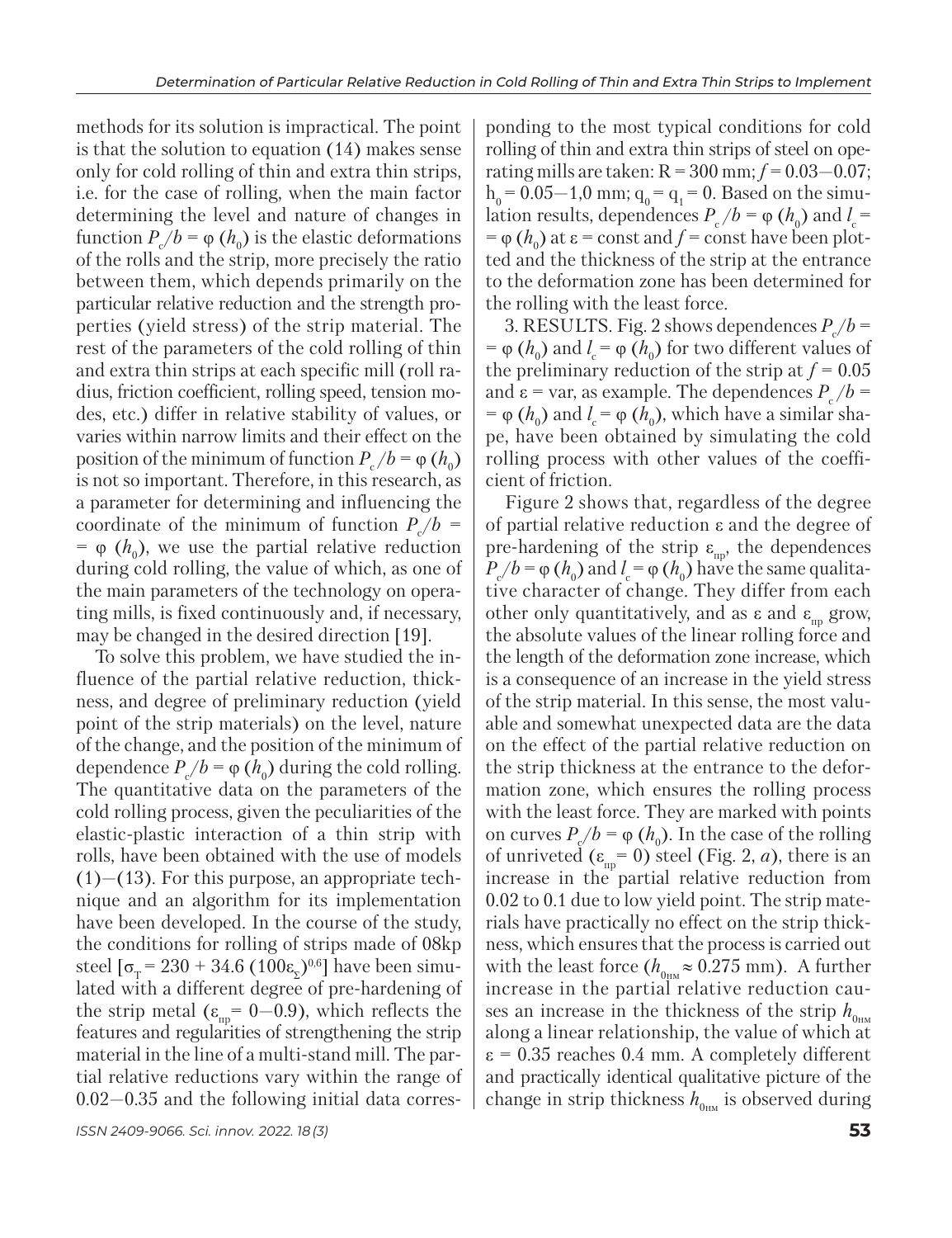methods for its solution is impractical. The point is that the solution to equation (14) makes sense only for cold rolling of thin and extra thin strips, i.e. for the case of rolling, when the main factor determining the level and nature of changes in function $P_c/b = \varphi(h_0)$ is the elastic deformations of the rolls and the strip, more precisely the ratio between them, which depends primarily on the particular relative reduction and the strength properties (yield stress) of the strip material. The rest of the parameters of the cold rolling of thin and extra thin strips at each specific mill (roll radius, friction coefficient, rolling speed, tension modes, etc.) differ in relative stability of values, or varies within narrow limits and their effect on the position of the minimum of function $P_c/b = \varphi(h_0)$ is not so important. Therefore, in this research, as a parameter for determining and influencing the coordinate of the minimum of function $P_c/b = \varphi(h_0)$, we use the partial relative reduction during cold rolling, the value of which, as one of the main parameters of the technology on operating mills, is fixed continuously and, if necessary, may be changed in the desired direction [19].

To solve this problem, we have studied the influence of the partial relative reduction, thickness, and degree of preliminary reduction (yield point of the strip materials) on the level, nature of the change, and the position of the minimum of dependence $P_c/b = \varphi(h_0)$ during the cold rolling. The quantitative data on the parameters of the cold rolling process, given the peculiarities of the elastic-plastic interaction of a thin strip with rolls, have been obtained with the use of models (1)—(13). For this purpose, an appropriate technique and an algorithm for its implementation have been developed. In the course of the study, the conditions for rolling of strips made of 08kp steel [$\sigma_{\text{т}} = 230 + 34.6\,(100\varepsilon_{\Sigma})^{0.6}$] have been simulated with a different degree of pre-hardening of the strip metal ($\varepsilon_{\text{пр}} = 0$—$0.9$), which reflects the features and regularities of strengthening the strip material in the line of a multi-stand mill. The partial relative reductions vary within the range of 0.02—0.35 and the following initial data corresponding to the most typical conditions for cold rolling of thin and extra thin strips of steel on operating mills are taken: R = 300 mm; $f = 0.03$—$0.07$; $h_0 = 0.05$—$1{,}0$ mm; $q_0 = q_1 = 0$. Based on the simulation results, dependences $P_c/b = \varphi(h_0)$ and $l_c = \varphi(h_0)$ at $\varepsilon = \text{const}$ and $f = \text{const}$ have been plotted and the thickness of the strip at the entrance to the deformation zone has been determined for the rolling with the least force.

3. RESULTS. Fig. 2 shows dependences $P_c/b = \varphi(h_0)$ and $l_c = \varphi(h_0)$ for two different values of the preliminary reduction of the strip at $f = 0.05$ and $\varepsilon = \text{var}$, as example. The dependences $P_c/b = \varphi(h_0)$ and $l_c = \varphi(h_0)$, which have a similar shape, have been obtained by simulating the cold rolling process with other values of the coefficient of friction.

Figure 2 shows that, regardless of the degree of partial relative reduction $\varepsilon$ and the degree of pre-hardening of the strip $\varepsilon_{\text{пр}}$, the dependences $P_c/b = \varphi(h_0)$ and $l_c = \varphi(h_0)$ have the same qualitative character of change. They differ from each other only quantitatively, and as $\varepsilon$ and $\varepsilon_{\text{пр}}$ grow, the absolute values of the linear rolling force and the length of the deformation zone increase, which is a consequence of an increase in the yield stress of the strip material. In this sense, the most valuable and somewhat unexpected data are the data on the effect of the partial relative reduction on the strip thickness at the entrance to the deformation zone, which ensures the rolling process with the least force. They are marked with points on curves $P_c/b = \varphi(h_0)$. In the case of the rolling of unriveted ($\varepsilon_{\text{пр}} = 0$) steel (Fig. 2, *a*), there is an increase in the partial relative reduction from 0.02 to 0.1 due to low yield point. The strip materials have practically no effect on the strip thickness, which ensures that the process is carried out with the least force ($h_{0\text{нм}} \approx 0.275$ mm). A further increase in the partial relative reduction causes an increase in the thickness of the strip $h_{0\text{нм}}$ along a linear relationship, the value of which at $\varepsilon = 0.35$ reaches 0.4 mm. A completely different and practically identical qualitative picture of the change in strip thickness $h_{0\text{нм}}$ is observed during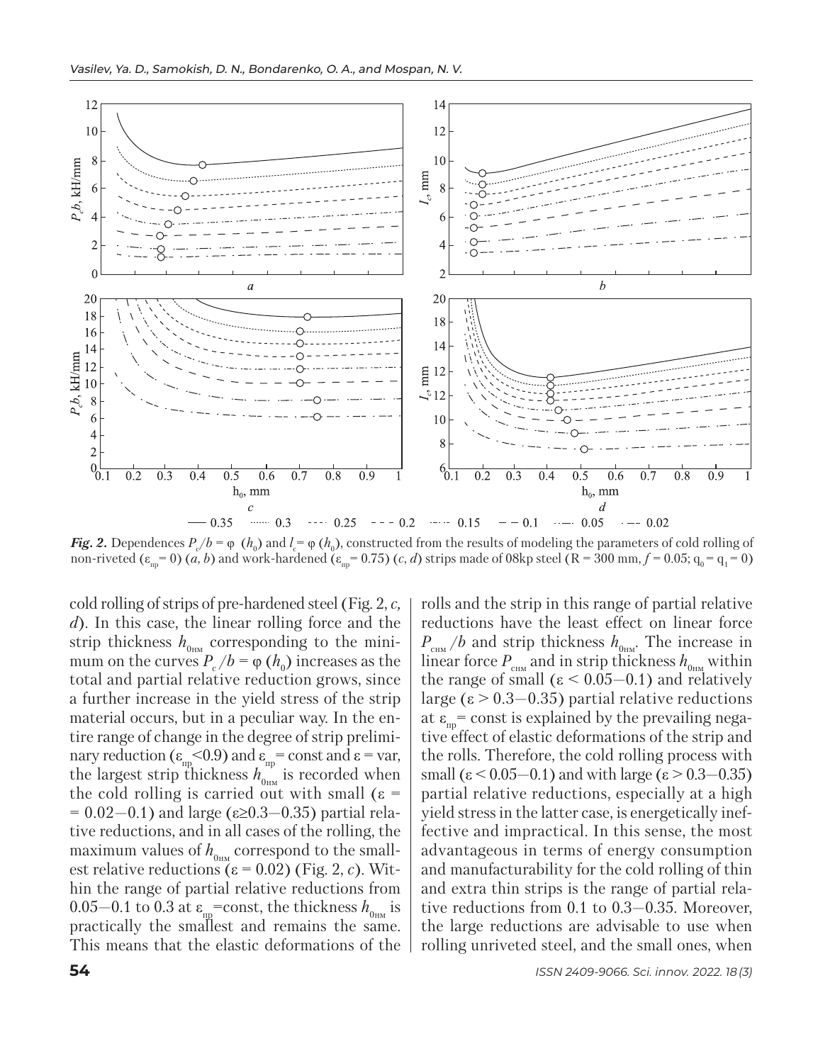*Fig. 2.* Dependences $P_c/b = \varphi\ (h_0)$ and $l_c = \varphi\ (h_0)$, constructed from the results of modeling the parameters of cold rolling of non-riveted ($\varepsilon_{пр} = 0$) (*a*, *b*) and work-hardened ($\varepsilon_{пр} = 0.75$) (*c*, *d*) strips made of 08kp steel (R = 300 mm, $f = 0.05$; $q_0 = q_1 = 0$)

cold rolling of strips of pre-hardened steel (Fig. 2, *c, d*). In this case, the linear rolling force and the strip thickness $h_{0нм}$ corresponding to the minimum on the curves $P_c/b = \varphi\ (h_0)$ increases as the total and partial relative reduction grows, since a further increase in the yield stress of the strip material occurs, but in a peculiar way. In the entire range of change in the degree of strip preliminary reduction ($\varepsilon_{пр} < 0.9$) and $\varepsilon_{пр} =$ const and $\varepsilon =$ var, the largest strip thickness $h_{0нм}$ is recorded when the cold rolling is carried out with small ($\varepsilon = 0.02–0.1$) and large ($\varepsilon \geq 0.3–0.35$) partial relative reductions, and in all cases of the rolling, the maximum values of $h_{0нм}$ correspond to the smallest relative reductions ($\varepsilon = 0.02$) (Fig. 2, *c*). Within the range of partial relative reductions from 0.05–0.1 to 0.3 at $\varepsilon_{пр} =$ const, the thickness $h_{0нм}$ is practically the smallest and remains the same. This means that the elastic deformations of the rolls and the strip in this range of partial relative reductions have the least effect on linear force $P_{снм}/b$ and strip thickness $h_{0нм}$. The increase in linear force $P_{снм}$ and in strip thickness $h_{0нм}$ within the range of small ($\varepsilon < 0.05–0.1$) and relatively large ($\varepsilon > 0.3–0.35$) partial relative reductions at $\varepsilon_{пр} =$ const is explained by the prevailing negative effect of elastic deformations of the strip and the rolls. Therefore, the cold rolling process with small ($\varepsilon < 0.05–0.1$) and with large ($\varepsilon > 0.3–0.35$) partial relative reductions, especially at a high yield stress in the latter case, is energetically ineffective and impractical. In this sense, the most advantageous in terms of energy consumption and manufacturability for the cold rolling of thin and extra thin strips is the range of partial relative reductions from 0.1 to 0.3–0.35. Moreover, the large reductions are advisable to use when rolling unriveted steel, and the small ones, when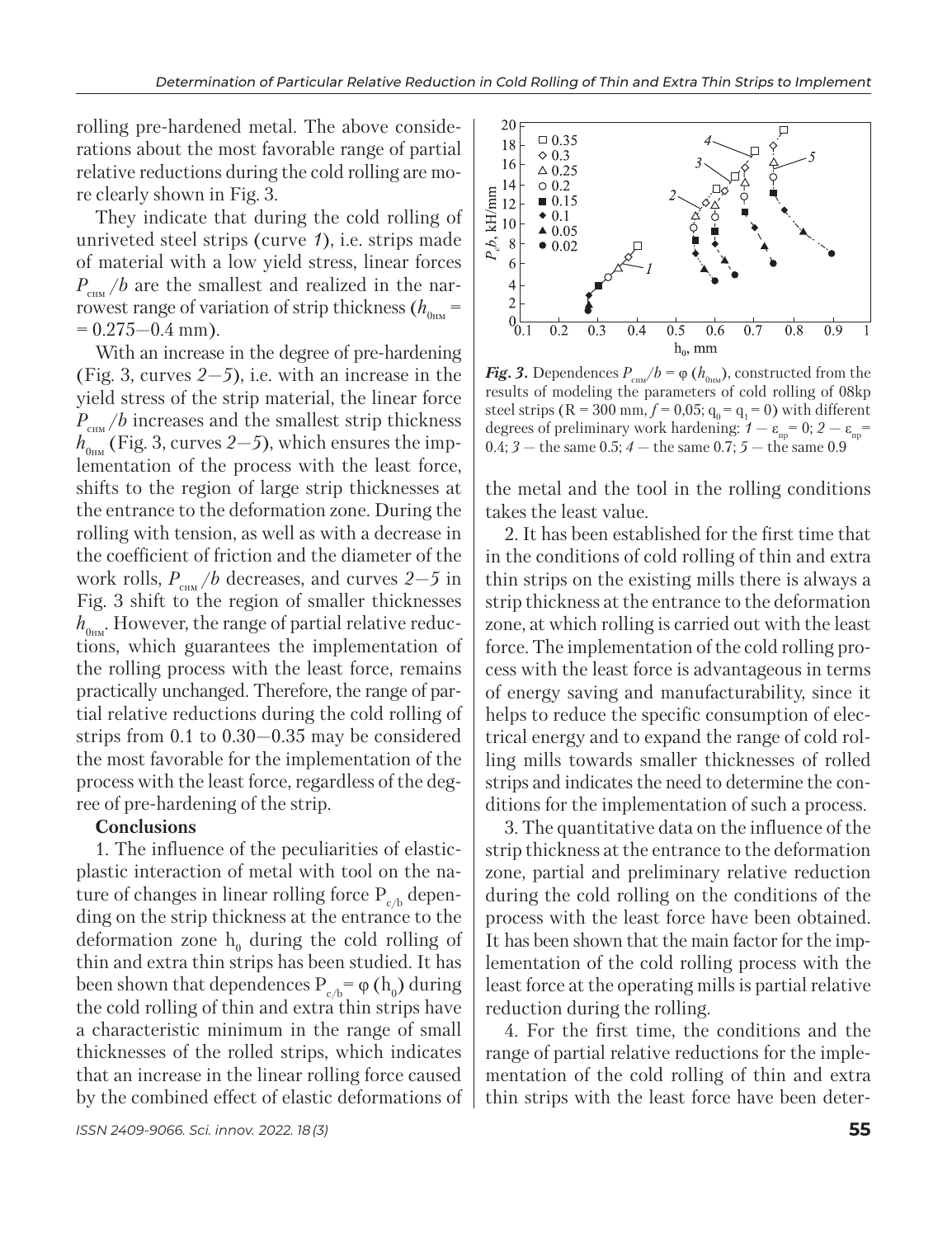rolling pre-hardened metal. The above considerations about the most favorable range of partial relative reductions during the cold rolling are more clearly shown in Fig. 3.

They indicate that during the cold rolling of unriveted steel strips (curve *1*), i.e. strips made of material with a low yield stress, linear forces $P_{\text{снм}}/b$ are the smallest and realized in the narrowest range of variation of strip thickness ($h_{0\text{нм}}$ = = 0.275–0.4 mm).

With an increase in the degree of pre-hardening (Fig. 3, curves *2–5*), i.e. with an increase in the yield stress of the strip material, the linear force $P_{\text{снм}}/b$ increases and the smallest strip thickness $h_{0\text{нм}}$ (Fig. 3, curves *2–5*), which ensures the implementation of the process with the least force, shifts to the region of large strip thicknesses at the entrance to the deformation zone. During the rolling with tension, as well as with a decrease in the coefficient of friction and the diameter of the work rolls, $P_{\text{снм}}/b$ decreases, and curves *2–5* in Fig. 3 shift to the region of smaller thicknesses $h_{0\text{нм}}$. However, the range of partial relative reductions, which guarantees the implementation of the rolling process with the least force, remains practically unchanged. Therefore, the range of partial relative reductions during the cold rolling of strips from 0.1 to 0.30–0.35 may be considered the most favorable for the implementation of the process with the least force, regardless of the degree of pre-hardening of the strip.

**Conclusions**

1. The influence of the peculiarities of elastic-plastic interaction of metal with tool on the nature of changes in linear rolling force $P_{c/b}$ depending on the strip thickness at the entrance to the deformation zone $h_0$ during the cold rolling of thin and extra thin strips has been studied. It has been shown that dependences $P_{c/b} = \varphi(h_0)$ during the cold rolling of thin and extra thin strips have a characteristic minimum in the range of small thicknesses of the rolled strips, which indicates that an increase in the linear rolling force caused by the combined effect of elastic deformations of

*Fig. 3.* Dependences $P_{\text{снм}}/b = \varphi(h_{0\text{нм}})$, constructed from the results of modeling the parameters of cold rolling of 08kp steel strips (R = 300 mm, $f$ = 0,05; $q_0 = q_1 = 0$) with different degrees of preliminary work hardening: *1* — $\varepsilon_{\text{пр}}$ = 0; *2* — $\varepsilon_{\text{пр}}$ = 0.4; *3* — the same 0.5; *4* — the same 0.7; *5* — the same 0.9

the metal and the tool in the rolling conditions takes the least value.

2. It has been established for the first time that in the conditions of cold rolling of thin and extra thin strips on the existing mills there is always a strip thickness at the entrance to the deformation zone, at which rolling is carried out with the least force. The implementation of the cold rolling process with the least force is advantageous in terms of energy saving and manufacturability, since it helps to reduce the specific consumption of electrical energy and to expand the range of cold rolling mills towards smaller thicknesses of rolled strips and indicates the need to determine the conditions for the implementation of such a process.

3. The quantitative data on the influence of the strip thickness at the entrance to the deformation zone, partial and preliminary relative reduction during the cold rolling on the conditions of the process with the least force have been obtained. It has been shown that the main factor for the implementation of the cold rolling process with the least force at the operating mills is partial relative reduction during the rolling.

4. For the first time, the conditions and the range of partial relative reductions for the implementation of the cold rolling of thin and extra thin strips with the least force have been deter-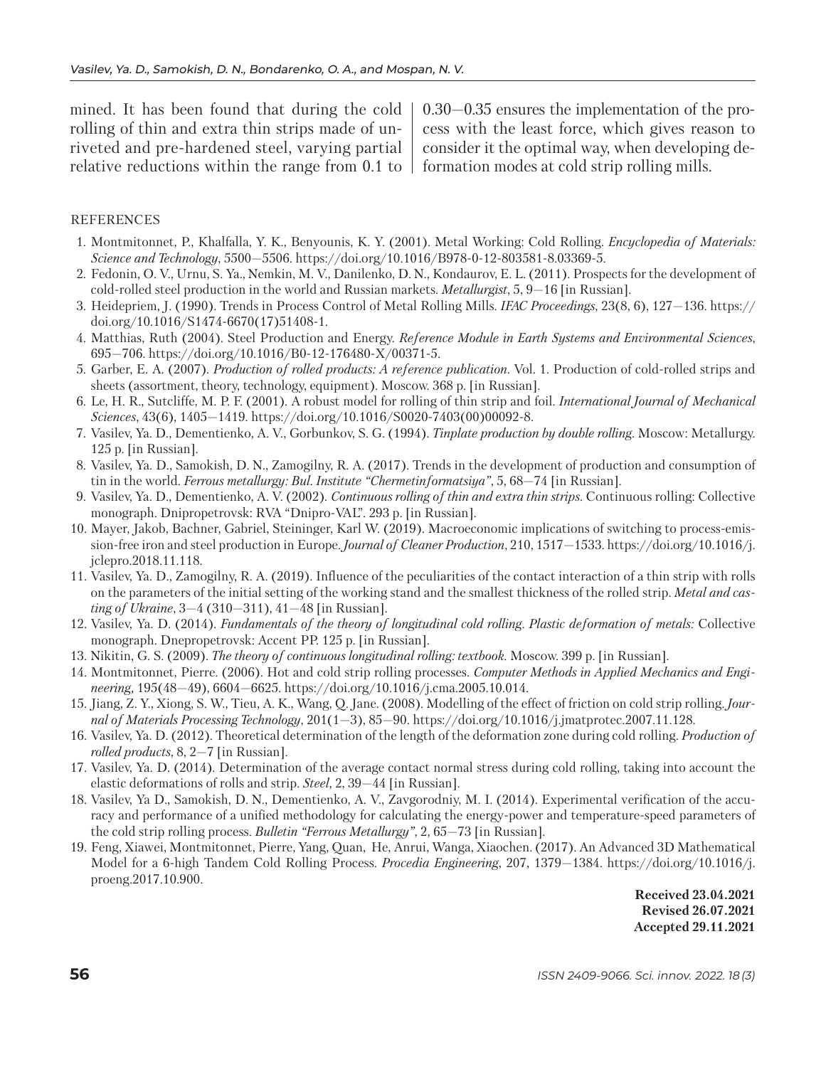mined. It has been found that during the cold rolling of thin and extra thin strips made of unriveted and pre-hardened steel, varying partial relative reductions within the range from 0.1 to 0.30—0.35 ensures the implementation of the process with the least force, which gives reason to consider it the optimal way, when developing deformation modes at cold strip rolling mills.

REFERENCES

1. Montmitonnet, P., Khalfalla, Y. K., Benyounis, K. Y. (2001). Metal Working: Cold Rolling. *Encyclopedia of Materials: Science and Technology*, 5500—5506. https://doi.org/10.1016/B978-0-12-803581-8.03369-5.
2. Fedonin, O. V., Urnu, S. Ya., Nemkin, M. V., Danilenko, D. N., Kondaurov, E. L. (2011). Prospects for the development of cold-rolled steel production in the world and Russian markets. *Metallurgist*, 5, 9—16 [in Russian].
3. Heidepriem, J. (1990). Trends in Process Control of Metal Rolling Mills. *IFAC Proceedings*, 23(8, 6), 127—136. https://doi.org/10.1016/S1474-6670(17)51408-1.
4. Matthias, Ruth (2004). Steel Production and Energy. *Reference Module in Earth Systems and Environmental Sciences*, 695—706. https://doi.org/10.1016/B0-12-176480-X/00371-5.
5. Garber, E. A. (2007). *Production of rolled products: A reference publication*. Vol. 1. Production of cold-rolled strips and sheets (assortment, theory, technology, equipment). Moscow. 368 p. [in Russian].
6. Le, H. R., Sutcliffe, M. P. F. (2001). A robust model for rolling of thin strip and foil. *International Journal of Mechanical Sciences*, 43(6), 1405—1419. https://doi.org/10.1016/S0020-7403(00)00092-8.
7. Vasilev, Ya. D., Dementienko, A. V., Gorbunkov, S. G. (1994). *Tinplate production by double rolling*. Moscow: Metallurgy. 125 p. [in Russian].
8. Vasilev, Ya. D., Samokish, D. N., Zamogilny, R. A. (2017). Trends in the development of production and consumption of tin in the world. *Ferrous metallurgy: Bul. Institute "Chermetinformatsiya"*, 5, 68—74 [in Russian].
9. Vasilev, Ya. D., Dementienko, A. V. (2002). *Continuous rolling of thin and extra thin strips*. Continuous rolling: Collective monograph. Dnipropetrovsk: RVA "Dnipro-VAL". 293 p. [in Russian].
10. Mayer, Jakob, Bachner, Gabriel, Steininger, Karl W. (2019). Macroeconomic implications of switching to process-emission-free iron and steel production in Europe. *Journal of Cleaner Production*, 210, 1517—1533. https://doi.org/10.1016/j.jclepro.2018.11.118.
11. Vasilev, Ya. D., Zamogilny, R. A. (2019). Influence of the peculiarities of the contact interaction of a thin strip with rolls on the parameters of the initial setting of the working stand and the smallest thickness of the rolled strip. *Metal and casting of Ukraine*, 3—4 (310—311), 41—48 [in Russian].
12. Vasilev, Ya. D. (2014). *Fundamentals of the theory of longitudinal cold rolling. Plastic deformation of metals:* Collective monograph. Dnepropetrovsk: Accent PP. 125 p. [in Russian].
13. Nikitin, G. S. (2009). *The theory of continuous longitudinal rolling: textbook*. Moscow. 399 p. [in Russian].
14. Montmitonnet, Pierre. (2006). Hot and cold strip rolling processes. *Computer Methods in Applied Mechanics and Engineering*, 195(48—49), 6604—6625. https://doi.org/10.1016/j.cma.2005.10.014.
15. Jiang, Z. Y., Xiong, S. W., Tieu, A. K., Wang, Q. Jane. (2008). Modelling of the effect of friction on cold strip rolling. *Journal of Materials Processing Technology*, 201(1—3), 85—90. https://doi.org/10.1016/j.jmatprotec.2007.11.128.
16. Vasilev, Ya. D. (2012). Theoretical determination of the length of the deformation zone during cold rolling. *Production of rolled products*, 8, 2—7 [in Russian].
17. Vasilev, Ya. D. (2014). Determination of the average contact normal stress during cold rolling, taking into account the elastic deformations of rolls and strip. *Steel*, 2, 39—44 [in Russian].
18. Vasilev, Ya D., Samokish, D. N., Dementienko, A. V., Zavgorodniy, M. I. (2014). Experimental verification of the accuracy and performance of a unified methodology for calculating the energy-power and temperature-speed parameters of the cold strip rolling process. *Bulletin "Ferrous Metallurgy"*, 2, 65—73 [in Russian].
19. Feng, Xiawei, Montmitonnet, Pierre, Yang, Quan, He, Anrui, Wanga, Xiaochen. (2017). An Advanced 3D Mathematical Model for a 6-high Tandem Cold Rolling Process. *Procedia Engineering*, 207, 1379—1384. https://doi.org/10.1016/j.proeng.2017.10.900.

**Received 23.04.2021**
**Revised 26.07.2021**
**Accepted 29.11.2021**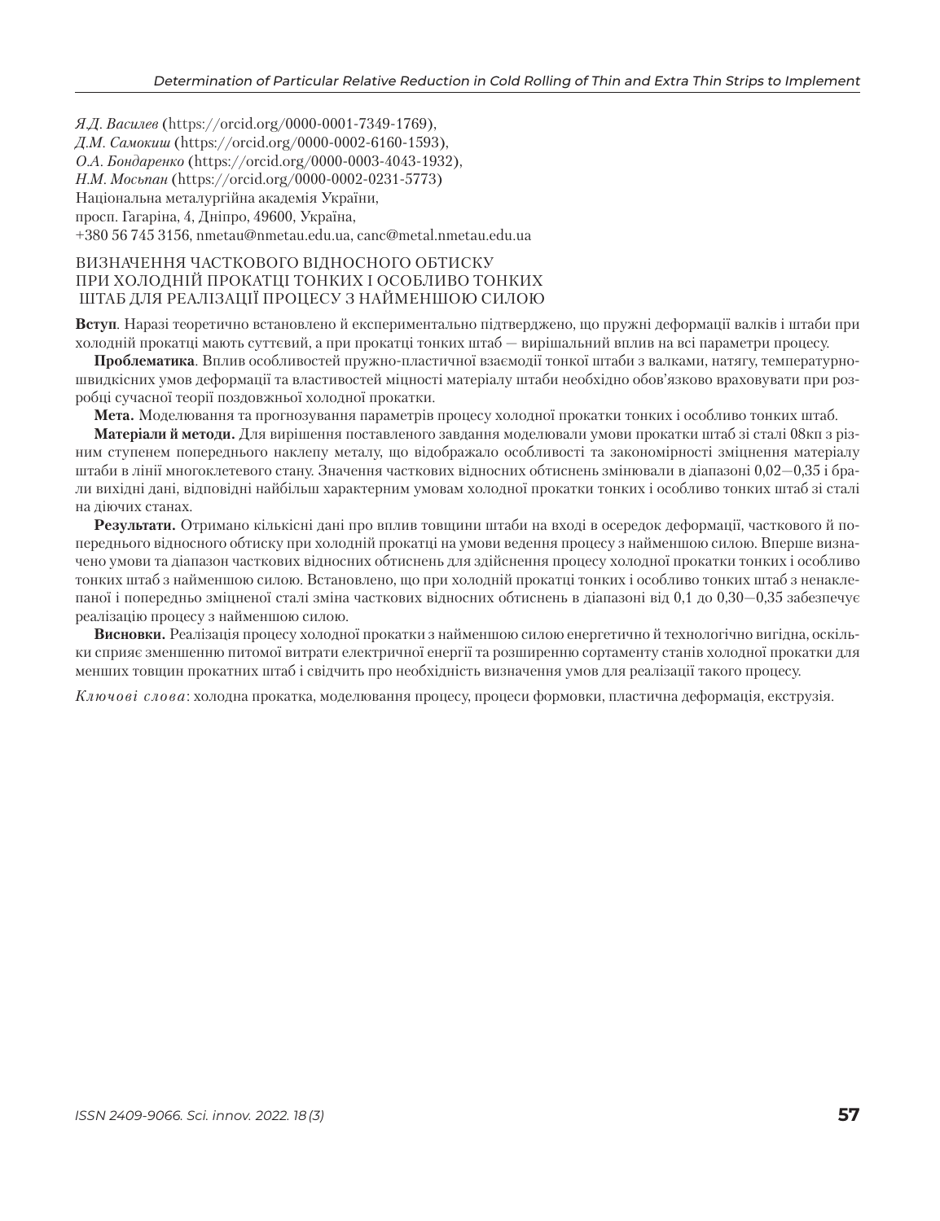*Я.Д. Василев* (https://orcid.org/0000-0001-7349-1769),
*Д.М. Самокиш* (https://orcid.org/0000-0002-6160-1593),
*О.А. Бондаренко* (https://orcid.org/0000-0003-4043-1932),
*Н.М. Мосьпан* (https://orcid.org/0000-0002-0231-5773)
Національна металургійна академія України,
просп. Гагаріна, 4, Дніпро, 49600, Україна,
+380 56 745 3156, nmetau@nmetau.edu.ua, canc@metal.nmetau.edu.ua

## ВИЗНАЧЕННЯ ЧАСТКОВОГО ВІДНОСНОГО ОБТИСКУ ПРИ ХОЛОДНІЙ ПРОКАТЦІ ТОНКИХ І ОСОБЛИВО ТОНКИХ ШТАБ ДЛЯ РЕАЛІЗАЦІЇ ПРОЦЕСУ З НАЙМЕНШОЮ СИЛОЮ

**Вступ**. Наразі теоретично встановлено й експериментально підтверджено, що пружні деформації валків і штаби при холодній прокатці мають суттєвий, а при прокатці тонких штаб — вирішальний вплив на всі параметри процесу.

**Проблематика**. Вплив особливостей пружно-пластичної взаємодії тонкої штаби з валками, натягу, температурно-швидкісних умов деформації та властивостей міцності матеріалу штаби необхідно обов'язково враховувати при розробці сучасної теорії поздовжньої холодної прокатки.

**Мета.** Моделювання та прогнозування параметрів процесу холодної прокатки тонких і особливо тонких штаб.

**Матеріали й методи.** Для вирішення поставленого завдання моделювали умови прокатки штаб зі сталі 08кп з різним ступенем попереднього наклепу металу, що відображало особливості та закономірності зміцнення матеріалу штаби в лінії многоклетевого стану. Значення часткових відносних обтиснень змінювали в діапазоні 0,02—0,35 і брали вихідні дані, відповідні найбільш характерним умовам холодної прокатки тонких і особливо тонких штаб зі сталі на діючих станах.

**Результати.** Отримано кількісні дані про вплив товщини штаби на вході в осередок деформації, часткового й попереднього відносного обтиску при холодній прокатці на умови ведення процесу з найменшою силою. Вперше визначено умови та діапазон часткових відносних обтиснень для здійснення процесу холодної прокатки тонких і особливо тонких штаб з найменшою силою. Встановлено, що при холодній прокатці тонких і особливо тонких штаб з ненаклепаної і попередньо зміцненої сталі зміна часткових відносних обтиснень в діапазоні від 0,1 до 0,30—0,35 забезпечує реалізацію процесу з найменшою силою.

**Висновки.** Реалізація процесу холодної прокатки з найменшою силою енергетично й технологічно вигідна, оскільки сприяє зменшенню питомої витрати електричної енергії та розширенню сортаменту станів холодної прокатки для менших товщин прокатних штаб і свідчить про необхідність визначення умов для реалізації такого процесу.

*Ключові слова*: холодна прокатка, моделювання процесу, процеси формовки, пластична деформація, екструзія.